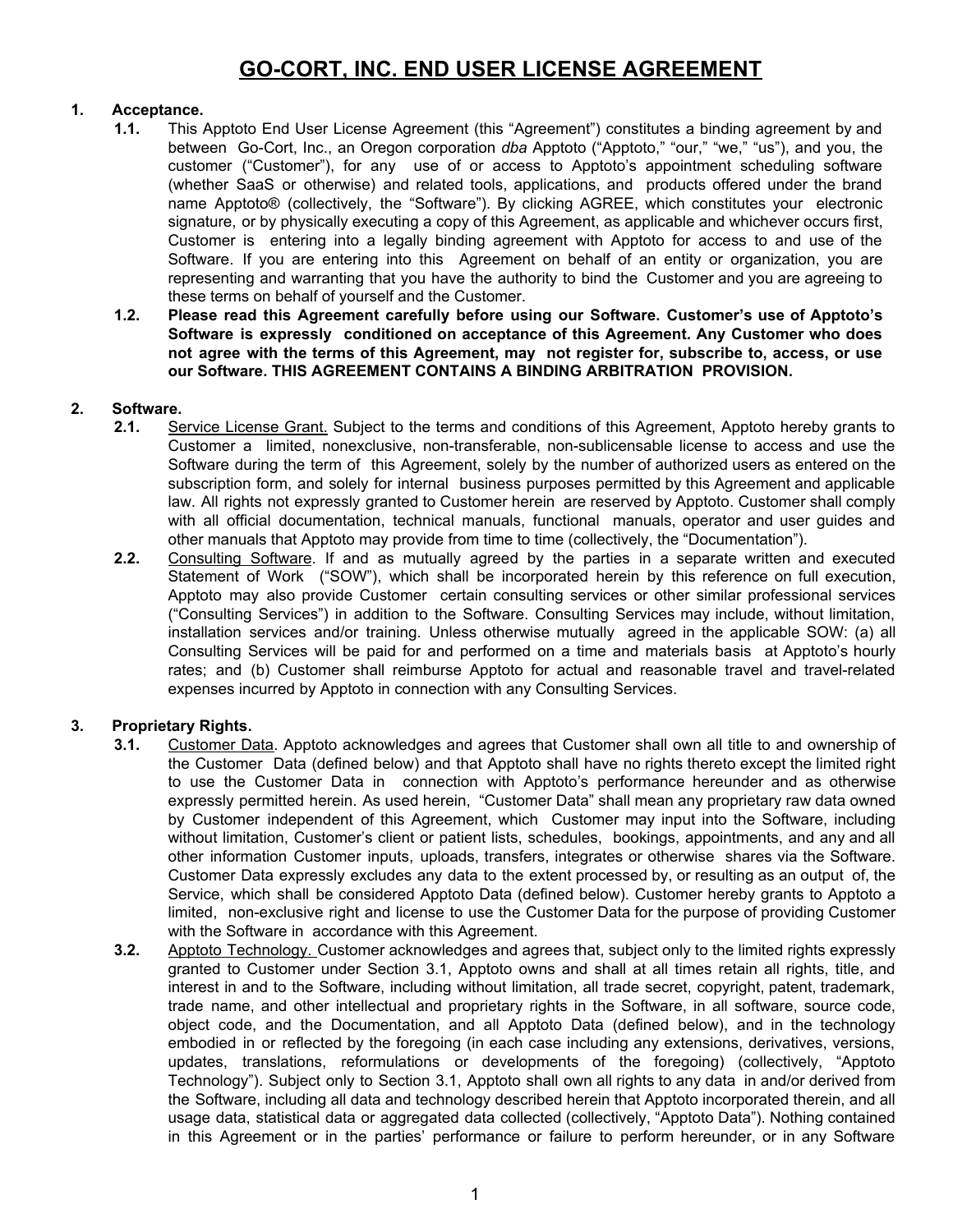# GO-CORT, INC. END USER LICENSE AGREEMENT

**1. Acceptance.**

**1.1.** This Apptoto End User License Agreement (this "Agreement") constitutes a binding agreement by and between Go-Cort, Inc., an Oregon corporation *dba* Apptoto ("Apptoto," "our," "we," "us"), and you, the customer ("Customer"), for any use of or access to Apptoto's appointment scheduling software (whether SaaS or otherwise) and related tools, applications, and products offered under the brand name Apptoto® (collectively, the "Software"). By clicking AGREE, which constitutes your electronic signature, or by physically executing a copy of this Agreement, as applicable and whichever occurs first, Customer is entering into a legally binding agreement with Apptoto for access to and use of the Software. If you are entering into this Agreement on behalf of an entity or organization, you are representing and warranting that you have the authority to bind the Customer and you are agreeing to these terms on behalf of yourself and the Customer.

**1.2. Please read this Agreement carefully before using our Software. Customer's use of Apptoto's Software is expressly conditioned on acceptance of this Agreement. Any Customer who does not agree with the terms of this Agreement, may not register for, subscribe to, access, or use our Software. THIS AGREEMENT CONTAINS A BINDING ARBITRATION PROVISION.**

**2. Software.**

**2.1.** Service License Grant. Subject to the terms and conditions of this Agreement, Apptoto hereby grants to Customer a limited, nonexclusive, non-transferable, non-sublicensable license to access and use the Software during the term of this Agreement, solely by the number of authorized users as entered on the subscription form, and solely for internal business purposes permitted by this Agreement and applicable law. All rights not expressly granted to Customer herein are reserved by Apptoto. Customer shall comply with all official documentation, technical manuals, functional manuals, operator and user guides and other manuals that Apptoto may provide from time to time (collectively, the "Documentation").

**2.2.** Consulting Software. If and as mutually agreed by the parties in a separate written and executed Statement of Work ("SOW"), which shall be incorporated herein by this reference on full execution, Apptoto may also provide Customer certain consulting services or other similar professional services ("Consulting Services") in addition to the Software. Consulting Services may include, without limitation, installation services and/or training. Unless otherwise mutually agreed in the applicable SOW: (a) all Consulting Services will be paid for and performed on a time and materials basis at Apptoto's hourly rates; and (b) Customer shall reimburse Apptoto for actual and reasonable travel and travel-related expenses incurred by Apptoto in connection with any Consulting Services.

**3. Proprietary Rights.**

**3.1.** Customer Data. Apptoto acknowledges and agrees that Customer shall own all title to and ownership of the Customer Data (defined below) and that Apptoto shall have no rights thereto except the limited right to use the Customer Data in connection with Apptoto's performance hereunder and as otherwise expressly permitted herein. As used herein, "Customer Data" shall mean any proprietary raw data owned by Customer independent of this Agreement, which Customer may input into the Software, including without limitation, Customer's client or patient lists, schedules, bookings, appointments, and any and all other information Customer inputs, uploads, transfers, integrates or otherwise shares via the Software. Customer Data expressly excludes any data to the extent processed by, or resulting as an output of, the Service, which shall be considered Apptoto Data (defined below). Customer hereby grants to Apptoto a limited, non-exclusive right and license to use the Customer Data for the purpose of providing Customer with the Software in accordance with this Agreement.

**3.2.** Apptoto Technology. Customer acknowledges and agrees that, subject only to the limited rights expressly granted to Customer under Section 3.1, Apptoto owns and shall at all times retain all rights, title, and interest in and to the Software, including without limitation, all trade secret, copyright, patent, trademark, trade name, and other intellectual and proprietary rights in the Software, in all software, source code, object code, and the Documentation, and all Apptoto Data (defined below), and in the technology embodied in or reflected by the foregoing (in each case including any extensions, derivatives, versions, updates, translations, reformulations or developments of the foregoing) (collectively, "Apptoto Technology"). Subject only to Section 3.1, Apptoto shall own all rights to any data in and/or derived from the Software, including all data and technology described herein that Apptoto incorporated therein, and all usage data, statistical data or aggregated data collected (collectively, "Apptoto Data"). Nothing contained in this Agreement or in the parties' performance or failure to perform hereunder, or in any Software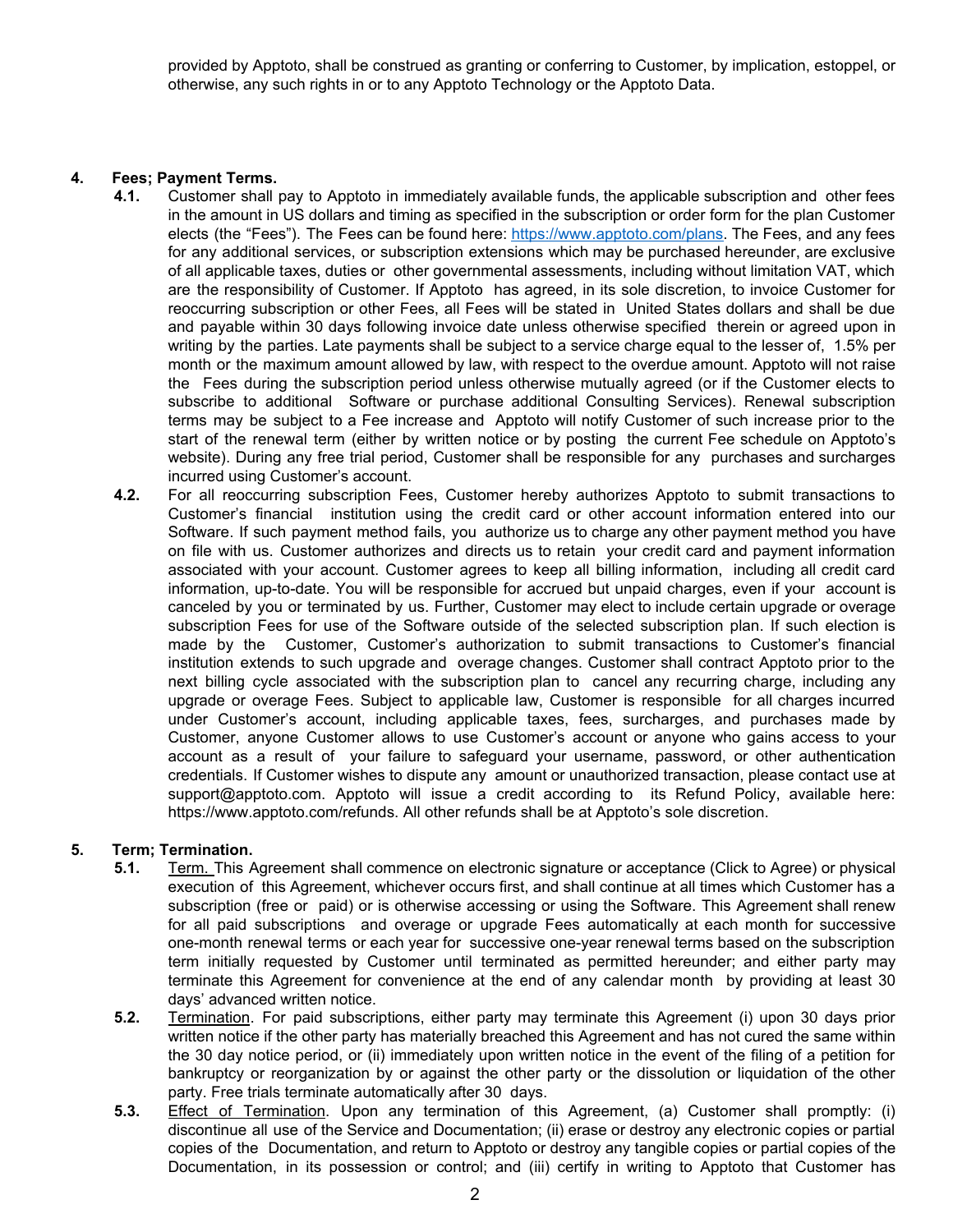provided by Apptoto, shall be construed as granting or conferring to Customer, by implication, estoppel, or otherwise, any such rights in or to any Apptoto Technology or the Apptoto Data.

**4. Fees; Payment Terms.**

**4.1.** Customer shall pay to Apptoto in immediately available funds, the applicable subscription and other fees in the amount in US dollars and timing as specified in the subscription or order form for the plan Customer elects (the "Fees"). The Fees can be found here: [https://www.apptoto.com/plans](https://www.apptoto.com/plans). The Fees, and any fees for any additional services, or subscription extensions which may be purchased hereunder, are exclusive of all applicable taxes, duties or other governmental assessments, including without limitation VAT, which are the responsibility of Customer. If Apptoto has agreed, in its sole discretion, to invoice Customer for reoccurring subscription or other Fees, all Fees will be stated in United States dollars and shall be due and payable within 30 days following invoice date unless otherwise specified therein or agreed upon in writing by the parties. Late payments shall be subject to a service charge equal to the lesser of, 1.5% per month or the maximum amount allowed by law, with respect to the overdue amount. Apptoto will not raise the Fees during the subscription period unless otherwise mutually agreed (or if the Customer elects to subscribe to additional Software or purchase additional Consulting Services). Renewal subscription terms may be subject to a Fee increase and Apptoto will notify Customer of such increase prior to the start of the renewal term (either by written notice or by posting the current Fee schedule on Apptoto's website). During any free trial period, Customer shall be responsible for any purchases and surcharges incurred using Customer's account.

**4.2.** For all reoccurring subscription Fees, Customer hereby authorizes Apptoto to submit transactions to Customer's financial institution using the credit card or other account information entered into our Software. If such payment method fails, you authorize us to charge any other payment method you have on file with us. Customer authorizes and directs us to retain your credit card and payment information associated with your account. Customer agrees to keep all billing information, including all credit card information, up-to-date. You will be responsible for accrued but unpaid charges, even if your account is canceled by you or terminated by us. Further, Customer may elect to include certain upgrade or overage subscription Fees for use of the Software outside of the selected subscription plan. If such election is made by the Customer, Customer's authorization to submit transactions to Customer's financial institution extends to such upgrade and overage changes. Customer shall contract Apptoto prior to the next billing cycle associated with the subscription plan to cancel any recurring charge, including any upgrade or overage Fees. Subject to applicable law, Customer is responsible for all charges incurred under Customer's account, including applicable taxes, fees, surcharges, and purchases made by Customer, anyone Customer allows to use Customer's account or anyone who gains access to your account as a result of your failure to safeguard your username, password, or other authentication credentials. If Customer wishes to dispute any amount or unauthorized transaction, please contact use at support@apptoto.com. Apptoto will issue a credit according to its Refund Policy, available here: https://www.apptoto.com/refunds. All other refunds shall be at Apptoto's sole discretion.

**5. Term; Termination.**

**5.1.** Term. This Agreement shall commence on electronic signature or acceptance (Click to Agree) or physical execution of this Agreement, whichever occurs first, and shall continue at all times which Customer has a subscription (free or paid) or is otherwise accessing or using the Software. This Agreement shall renew for all paid subscriptions and overage or upgrade Fees automatically at each month for successive one-month renewal terms or each year for successive one-year renewal terms based on the subscription term initially requested by Customer until terminated as permitted hereunder; and either party may terminate this Agreement for convenience at the end of any calendar month by providing at least 30 days' advanced written notice.

**5.2.** Termination. For paid subscriptions, either party may terminate this Agreement (i) upon 30 days prior written notice if the other party has materially breached this Agreement and has not cured the same within the 30 day notice period, or (ii) immediately upon written notice in the event of the filing of a petition for bankruptcy or reorganization by or against the other party or the dissolution or liquidation of the other party. Free trials terminate automatically after 30 days.

**5.3.** Effect of Termination. Upon any termination of this Agreement, (a) Customer shall promptly: (i) discontinue all use of the Service and Documentation; (ii) erase or destroy any electronic copies or partial copies of the Documentation, and return to Apptoto or destroy any tangible copies or partial copies of the Documentation, in its possession or control; and (iii) certify in writing to Apptoto that Customer has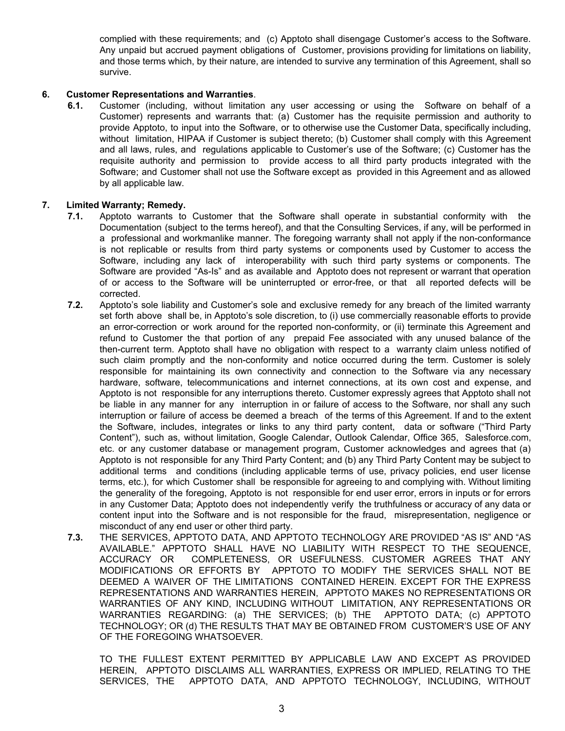complied with these requirements; and (c) Apptoto shall disengage Customer's access to the Software. Any unpaid but accrued payment obligations of Customer, provisions providing for limitations on liability, and those terms which, by their nature, are intended to survive any termination of this Agreement, shall so survive.

**6. Customer Representations and Warranties**.

**6.1.** Customer (including, without limitation any user accessing or using the Software on behalf of a Customer) represents and warrants that: (a) Customer has the requisite permission and authority to provide Apptoto, to input into the Software, or to otherwise use the Customer Data, specifically including, without limitation, HIPAA if Customer is subject thereto; (b) Customer shall comply with this Agreement and all laws, rules, and regulations applicable to Customer's use of the Software; (c) Customer has the requisite authority and permission to provide access to all third party products integrated with the Software; and Customer shall not use the Software except as provided in this Agreement and as allowed by all applicable law.

**7. Limited Warranty; Remedy.**

**7.1.** Apptoto warrants to Customer that the Software shall operate in substantial conformity with the Documentation (subject to the terms hereof), and that the Consulting Services, if any, will be performed in a professional and workmanlike manner. The foregoing warranty shall not apply if the non-conformance is not replicable or results from third party systems or components used by Customer to access the Software, including any lack of interoperability with such third party systems or components. The Software are provided "As-Is" and as available and Apptoto does not represent or warrant that operation of or access to the Software will be uninterrupted or error-free, or that all reported defects will be corrected.

**7.2.** Apptoto's sole liability and Customer's sole and exclusive remedy for any breach of the limited warranty set forth above shall be, in Apptoto's sole discretion, to (i) use commercially reasonable efforts to provide an error-correction or work around for the reported non-conformity, or (ii) terminate this Agreement and refund to Customer the that portion of any prepaid Fee associated with any unused balance of the then-current term. Apptoto shall have no obligation with respect to a warranty claim unless notified of such claim promptly and the non-conformity and notice occurred during the term. Customer is solely responsible for maintaining its own connectivity and connection to the Software via any necessary hardware, software, telecommunications and internet connections, at its own cost and expense, and Apptoto is not responsible for any interruptions thereto. Customer expressly agrees that Apptoto shall not be liable in any manner for any interruption in or failure of access to the Software, nor shall any such interruption or failure of access be deemed a breach of the terms of this Agreement. If and to the extent the Software, includes, integrates or links to any third party content, data or software ("Third Party Content"), such as, without limitation, Google Calendar, Outlook Calendar, Office 365, Salesforce.com, etc. or any customer database or management program, Customer acknowledges and agrees that (a) Apptoto is not responsible for any Third Party Content; and (b) any Third Party Content may be subject to additional terms and conditions (including applicable terms of use, privacy policies, end user license terms, etc.), for which Customer shall be responsible for agreeing to and complying with. Without limiting the generality of the foregoing, Apptoto is not responsible for end user error, errors in inputs or for errors in any Customer Data; Apptoto does not independently verify the truthfulness or accuracy of any data or content input into the Software and is not responsible for the fraud, misrepresentation, negligence or misconduct of any end user or other third party.

**7.3.** THE SERVICES, APPTOTO DATA, AND APPTOTO TECHNOLOGY ARE PROVIDED "AS IS" AND "AS AVAILABLE." APPTOTO SHALL HAVE NO LIABILITY WITH RESPECT TO THE SEQUENCE, ACCURACY OR COMPLETENESS, OR USEFULNESS. CUSTOMER AGREES THAT ANY MODIFICATIONS OR EFFORTS BY APPTOTO TO MODIFY THE SERVICES SHALL NOT BE DEEMED A WAIVER OF THE LIMITATIONS CONTAINED HEREIN. EXCEPT FOR THE EXPRESS REPRESENTATIONS AND WARRANTIES HEREIN, APPTOTO MAKES NO REPRESENTATIONS OR WARRANTIES OF ANY KIND, INCLUDING WITHOUT LIMITATION, ANY REPRESENTATIONS OR WARRANTIES REGARDING: (a) THE SERVICES; (b) THE APPTOTO DATA; (c) APPTOTO TECHNOLOGY; OR (d) THE RESULTS THAT MAY BE OBTAINED FROM CUSTOMER'S USE OF ANY OF THE FOREGOING WHATSOEVER.

TO THE FULLEST EXTENT PERMITTED BY APPLICABLE LAW AND EXCEPT AS PROVIDED HEREIN, APPTOTO DISCLAIMS ALL WARRANTIES, EXPRESS OR IMPLIED, RELATING TO THE SERVICES, THE APPTOTO DATA, AND APPTOTO TECHNOLOGY, INCLUDING, WITHOUT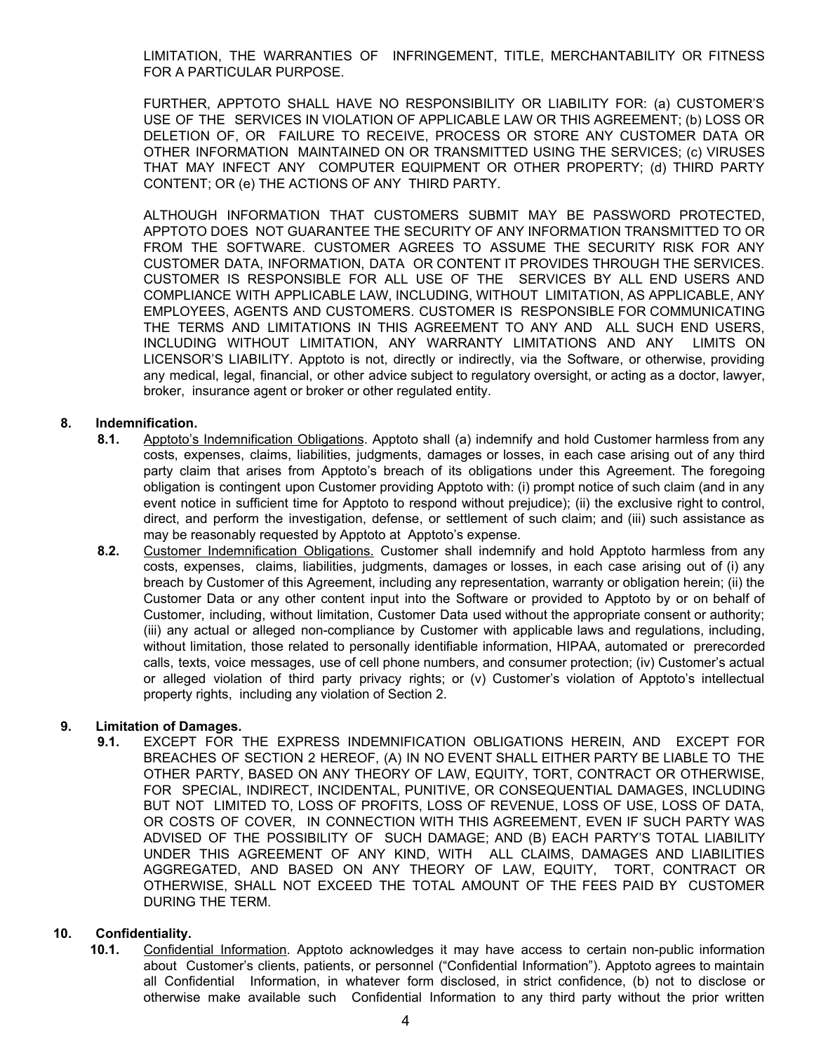LIMITATION, THE WARRANTIES OF INFRINGEMENT, TITLE, MERCHANTABILITY OR FITNESS FOR A PARTICULAR PURPOSE.

FURTHER, APPTOTO SHALL HAVE NO RESPONSIBILITY OR LIABILITY FOR: (a) CUSTOMER'S USE OF THE SERVICES IN VIOLATION OF APPLICABLE LAW OR THIS AGREEMENT; (b) LOSS OR DELETION OF, OR FAILURE TO RECEIVE, PROCESS OR STORE ANY CUSTOMER DATA OR OTHER INFORMATION MAINTAINED ON OR TRANSMITTED USING THE SERVICES; (c) VIRUSES THAT MAY INFECT ANY COMPUTER EQUIPMENT OR OTHER PROPERTY; (d) THIRD PARTY CONTENT; OR (e) THE ACTIONS OF ANY THIRD PARTY.

ALTHOUGH INFORMATION THAT CUSTOMERS SUBMIT MAY BE PASSWORD PROTECTED, APPTOTO DOES NOT GUARANTEE THE SECURITY OF ANY INFORMATION TRANSMITTED TO OR FROM THE SOFTWARE. CUSTOMER AGREES TO ASSUME THE SECURITY RISK FOR ANY CUSTOMER DATA, INFORMATION, DATA OR CONTENT IT PROVIDES THROUGH THE SERVICES. CUSTOMER IS RESPONSIBLE FOR ALL USE OF THE SERVICES BY ALL END USERS AND COMPLIANCE WITH APPLICABLE LAW, INCLUDING, WITHOUT LIMITATION, AS APPLICABLE, ANY EMPLOYEES, AGENTS AND CUSTOMERS. CUSTOMER IS RESPONSIBLE FOR COMMUNICATING THE TERMS AND LIMITATIONS IN THIS AGREEMENT TO ANY AND ALL SUCH END USERS, INCLUDING WITHOUT LIMITATION, ANY WARRANTY LIMITATIONS AND ANY LIMITS ON LICENSOR'S LIABILITY. Apptoto is not, directly or indirectly, via the Software, or otherwise, providing any medical, legal, financial, or other advice subject to regulatory oversight, or acting as a doctor, lawyer, broker, insurance agent or broker or other regulated entity.

**8. Indemnification.**

**8.1.** Apptoto's Indemnification Obligations. Apptoto shall (a) indemnify and hold Customer harmless from any costs, expenses, claims, liabilities, judgments, damages or losses, in each case arising out of any third party claim that arises from Apptoto's breach of its obligations under this Agreement. The foregoing obligation is contingent upon Customer providing Apptoto with: (i) prompt notice of such claim (and in any event notice in sufficient time for Apptoto to respond without prejudice); (ii) the exclusive right to control, direct, and perform the investigation, defense, or settlement of such claim; and (iii) such assistance as may be reasonably requested by Apptoto at Apptoto's expense.

**8.2.** Customer Indemnification Obligations. Customer shall indemnify and hold Apptoto harmless from any costs, expenses, claims, liabilities, judgments, damages or losses, in each case arising out of (i) any breach by Customer of this Agreement, including any representation, warranty or obligation herein; (ii) the Customer Data or any other content input into the Software or provided to Apptoto by or on behalf of Customer, including, without limitation, Customer Data used without the appropriate consent or authority; (iii) any actual or alleged non-compliance by Customer with applicable laws and regulations, including, without limitation, those related to personally identifiable information, HIPAA, automated or prerecorded calls, texts, voice messages, use of cell phone numbers, and consumer protection; (iv) Customer's actual or alleged violation of third party privacy rights; or (v) Customer's violation of Apptoto's intellectual property rights, including any violation of Section 2.

**9. Limitation of Damages.**

**9.1.** EXCEPT FOR THE EXPRESS INDEMNIFICATION OBLIGATIONS HEREIN, AND EXCEPT FOR BREACHES OF SECTION 2 HEREOF, (A) IN NO EVENT SHALL EITHER PARTY BE LIABLE TO THE OTHER PARTY, BASED ON ANY THEORY OF LAW, EQUITY, TORT, CONTRACT OR OTHERWISE, FOR SPECIAL, INDIRECT, INCIDENTAL, PUNITIVE, OR CONSEQUENTIAL DAMAGES, INCLUDING BUT NOT LIMITED TO, LOSS OF PROFITS, LOSS OF REVENUE, LOSS OF USE, LOSS OF DATA, OR COSTS OF COVER, IN CONNECTION WITH THIS AGREEMENT, EVEN IF SUCH PARTY WAS ADVISED OF THE POSSIBILITY OF SUCH DAMAGE; AND (B) EACH PARTY'S TOTAL LIABILITY UNDER THIS AGREEMENT OF ANY KIND, WITH ALL CLAIMS, DAMAGES AND LIABILITIES AGGREGATED, AND BASED ON ANY THEORY OF LAW, EQUITY, TORT, CONTRACT OR OTHERWISE, SHALL NOT EXCEED THE TOTAL AMOUNT OF THE FEES PAID BY CUSTOMER DURING THE TERM.

**10. Confidentiality.**

**10.1.** Confidential Information. Apptoto acknowledges it may have access to certain non-public information about Customer's clients, patients, or personnel ("Confidential Information"). Apptoto agrees to maintain all Confidential Information, in whatever form disclosed, in strict confidence, (b) not to disclose or otherwise make available such Confidential Information to any third party without the prior written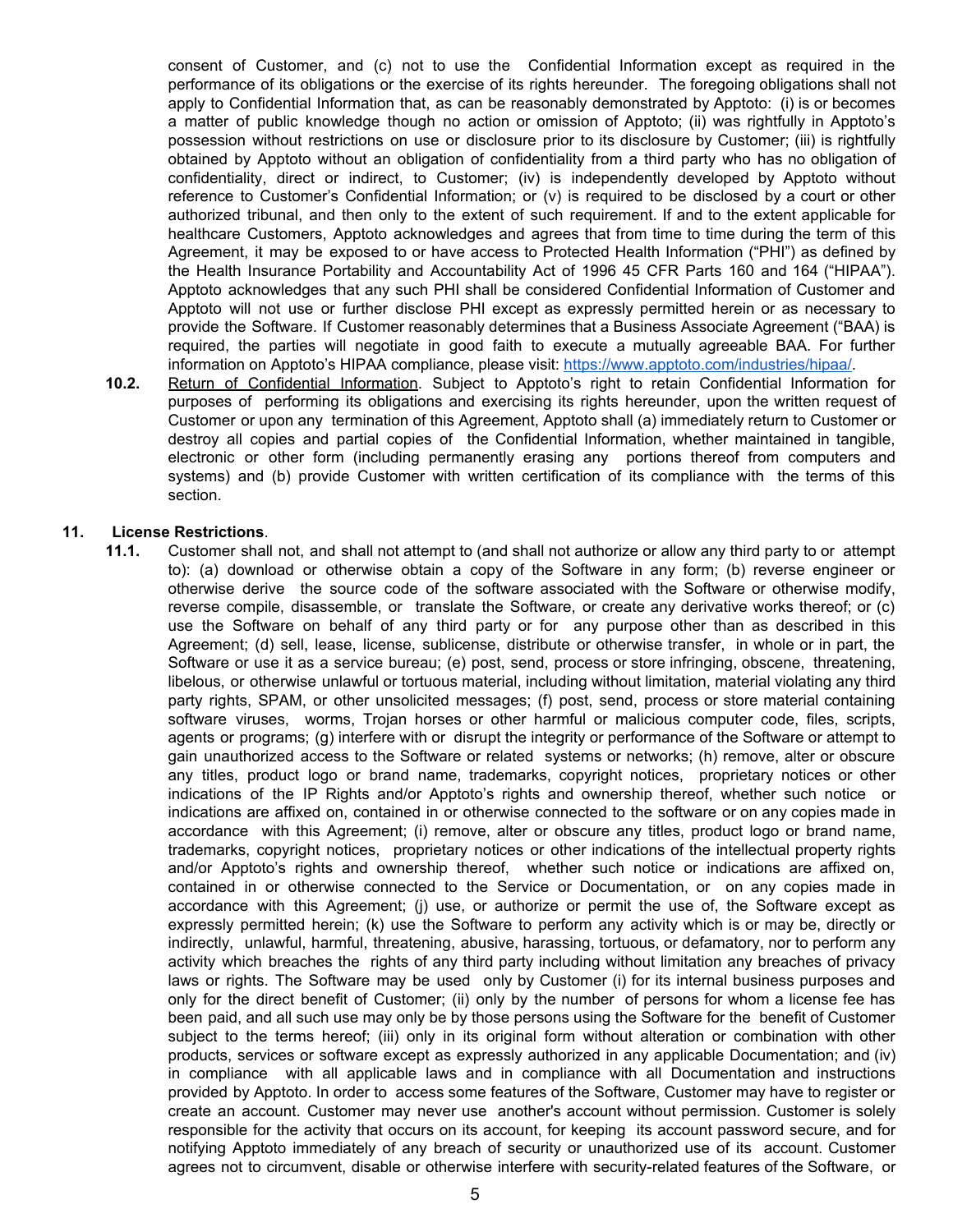consent of Customer, and (c) not to use the Confidential Information except as required in the performance of its obligations or the exercise of its rights hereunder. The foregoing obligations shall not apply to Confidential Information that, as can be reasonably demonstrated by Apptoto: (i) is or becomes a matter of public knowledge though no action or omission of Apptoto; (ii) was rightfully in Apptoto's possession without restrictions on use or disclosure prior to its disclosure by Customer; (iii) is rightfully obtained by Apptoto without an obligation of confidentiality from a third party who has no obligation of confidentiality, direct or indirect, to Customer; (iv) is independently developed by Apptoto without reference to Customer's Confidential Information; or (v) is required to be disclosed by a court or other authorized tribunal, and then only to the extent of such requirement. If and to the extent applicable for healthcare Customers, Apptoto acknowledges and agrees that from time to time during the term of this Agreement, it may be exposed to or have access to Protected Health Information ("PHI") as defined by the Health Insurance Portability and Accountability Act of 1996 45 CFR Parts 160 and 164 ("HIPAA"). Apptoto acknowledges that any such PHI shall be considered Confidential Information of Customer and Apptoto will not use or further disclose PHI except as expressly permitted herein or as necessary to provide the Software. If Customer reasonably determines that a Business Associate Agreement ("BAA") is required, the parties will negotiate in good faith to execute a mutually agreeable BAA. For further information on Apptoto's HIPAA compliance, please visit: [https://www.apptoto.com/industries/hipaa/](https://www.apptoto.com/industries/hipaa/).

**10.2.** Return of Confidential Information. Subject to Apptoto's right to retain Confidential Information for purposes of performing its obligations and exercising its rights hereunder, upon the written request of Customer or upon any termination of this Agreement, Apptoto shall (a) immediately return to Customer or destroy all copies and partial copies of the Confidential Information, whether maintained in tangible, electronic or other form (including permanently erasing any portions thereof from computers and systems) and (b) provide Customer with written certification of its compliance with the terms of this section.

**11. License Restrictions**.

**11.1.** Customer shall not, and shall not attempt to (and shall not authorize or allow any third party to or attempt to): (a) download or otherwise obtain a copy of the Software in any form; (b) reverse engineer or otherwise derive the source code of the software associated with the Software or otherwise modify, reverse compile, disassemble, or translate the Software, or create any derivative works thereof; or (c) use the Software on behalf of any third party or for any purpose other than as described in this Agreement; (d) sell, lease, license, sublicense, distribute or otherwise transfer, in whole or in part, the Software or use it as a service bureau; (e) post, send, process or store infringing, obscene, threatening, libelous, or otherwise unlawful or tortuous material, including without limitation, material violating any third party rights, SPAM, or other unsolicited messages; (f) post, send, process or store material containing software viruses, worms, Trojan horses or other harmful or malicious computer code, files, scripts, agents or programs; (g) interfere with or disrupt the integrity or performance of the Software or attempt to gain unauthorized access to the Software or related systems or networks; (h) remove, alter or obscure any titles, product logo or brand name, trademarks, copyright notices, proprietary notices or other indications of the IP Rights and/or Apptoto's rights and ownership thereof, whether such notice or indications are affixed on, contained in or otherwise connected to the software or on any copies made in accordance with this Agreement; (i) remove, alter or obscure any titles, product logo or brand name, trademarks, copyright notices, proprietary notices or other indications of the intellectual property rights and/or Apptoto's rights and ownership thereof, whether such notice or indications are affixed on, contained in or otherwise connected to the Service or Documentation, or on any copies made in accordance with this Agreement; (j) use, or authorize or permit the use of, the Software except as expressly permitted herein; (k) use the Software to perform any activity which is or may be, directly or indirectly, unlawful, harmful, threatening, abusive, harassing, tortuous, or defamatory, nor to perform any activity which breaches the rights of any third party including without limitation any breaches of privacy laws or rights. The Software may be used only by Customer (i) for its internal business purposes and only for the direct benefit of Customer; (ii) only by the number of persons for whom a license fee has been paid, and all such use may only be by those persons using the Software for the benefit of Customer subject to the terms hereof; (iii) only in its original form without alteration or combination with other products, services or software except as expressly authorized in any applicable Documentation; and (iv) in compliance with all applicable laws and in compliance with all Documentation and instructions provided by Apptoto. In order to access some features of the Software, Customer may have to register or create an account. Customer may never use another's account without permission. Customer is solely responsible for the activity that occurs on its account, for keeping its account password secure, and for notifying Apptoto immediately of any breach of security or unauthorized use of its account. Customer agrees not to circumvent, disable or otherwise interfere with security-related features of the Software, or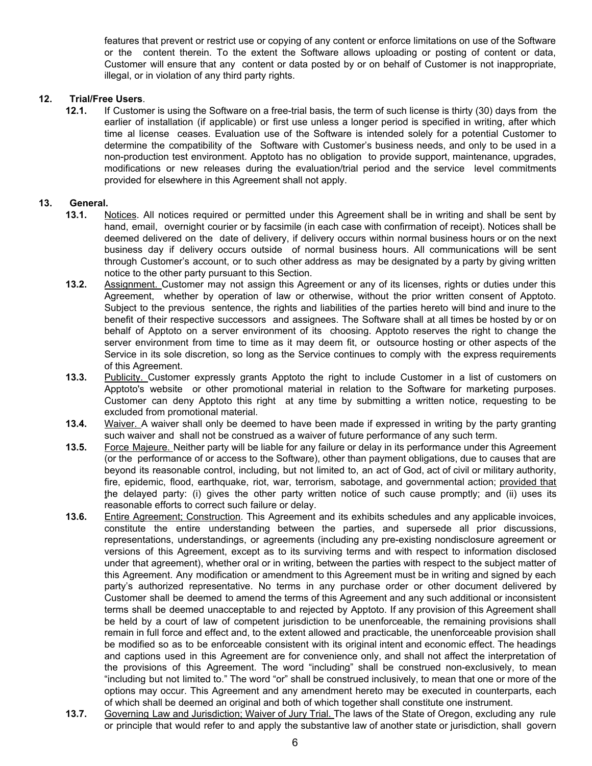features that prevent or restrict use or copying of any content or enforce limitations on use of the Software or the content therein. To the extent the Software allows uploading or posting of content or data, Customer will ensure that any content or data posted by or on behalf of Customer is not inappropriate, illegal, or in violation of any third party rights.

**12. Trial/Free Users**.

**12.1.** If Customer is using the Software on a free-trial basis, the term of such license is thirty (30) days from the earlier of installation (if applicable) or first use unless a longer period is specified in writing, after which time al license ceases. Evaluation use of the Software is intended solely for a potential Customer to determine the compatibility of the Software with Customer's business needs, and only to be used in a non-production test environment. Apptoto has no obligation to provide support, maintenance, upgrades, modifications or new releases during the evaluation/trial period and the service level commitments provided for elsewhere in this Agreement shall not apply.

**13. General.**

**13.1.** Notices. All notices required or permitted under this Agreement shall be in writing and shall be sent by hand, email, overnight courier or by facsimile (in each case with confirmation of receipt). Notices shall be deemed delivered on the date of delivery, if delivery occurs within normal business hours or on the next business day if delivery occurs outside of normal business hours. All communications will be sent through Customer's account, or to such other address as may be designated by a party by giving written notice to the other party pursuant to this Section.

**13.2.** Assignment. Customer may not assign this Agreement or any of its licenses, rights or duties under this Agreement, whether by operation of law or otherwise, without the prior written consent of Apptoto. Subject to the previous sentence, the rights and liabilities of the parties hereto will bind and inure to the benefit of their respective successors and assignees. The Software shall at all times be hosted by or on behalf of Apptoto on a server environment of its choosing. Apptoto reserves the right to change the server environment from time to time as it may deem fit, or outsource hosting or other aspects of the Service in its sole discretion, so long as the Service continues to comply with the express requirements of this Agreement.

**13.3.** Publicity. Customer expressly grants Apptoto the right to include Customer in a list of customers on Apptoto's website or other promotional material in relation to the Software for marketing purposes. Customer can deny Apptoto this right at any time by submitting a written notice, requesting to be excluded from promotional material.

**13.4.** Waiver. A waiver shall only be deemed to have been made if expressed in writing by the party granting such waiver and shall not be construed as a waiver of future performance of any such term.

**13.5.** Force Majeure. Neither party will be liable for any failure or delay in its performance under this Agreement (or the performance of or access to the Software), other than payment obligations, due to causes that are beyond its reasonable control, including, but not limited to, an act of God, act of civil or military authority, fire, epidemic, flood, earthquake, riot, war, terrorism, sabotage, and governmental action; provided that the delayed party: (i) gives the other party written notice of such cause promptly; and (ii) uses its reasonable efforts to correct such failure or delay.

**13.6.** Entire Agreement; Construction. This Agreement and its exhibits schedules and any applicable invoices, constitute the entire understanding between the parties, and supersede all prior discussions, representations, understandings, or agreements (including any pre-existing nondisclosure agreement or versions of this Agreement, except as to its surviving terms and with respect to information disclosed under that agreement), whether oral or in writing, between the parties with respect to the subject matter of this Agreement. Any modification or amendment to this Agreement must be in writing and signed by each party's authorized representative. No terms in any purchase order or other document delivered by Customer shall be deemed to amend the terms of this Agreement and any such additional or inconsistent terms shall be deemed unacceptable to and rejected by Apptoto. If any provision of this Agreement shall be held by a court of law of competent jurisdiction to be unenforceable, the remaining provisions shall remain in full force and effect and, to the extent allowed and practicable, the unenforceable provision shall be modified so as to be enforceable consistent with its original intent and economic effect. The headings and captions used in this Agreement are for convenience only, and shall not affect the interpretation of the provisions of this Agreement. The word "including" shall be construed non-exclusively, to mean "including but not limited to." The word "or" shall be construed inclusively, to mean that one or more of the options may occur. This Agreement and any amendment hereto may be executed in counterparts, each of which shall be deemed an original and both of which together shall constitute one instrument.

**13.7.** Governing Law and Jurisdiction; Waiver of Jury Trial. The laws of the State of Oregon, excluding any rule or principle that would refer to and apply the substantive law of another state or jurisdiction, shall govern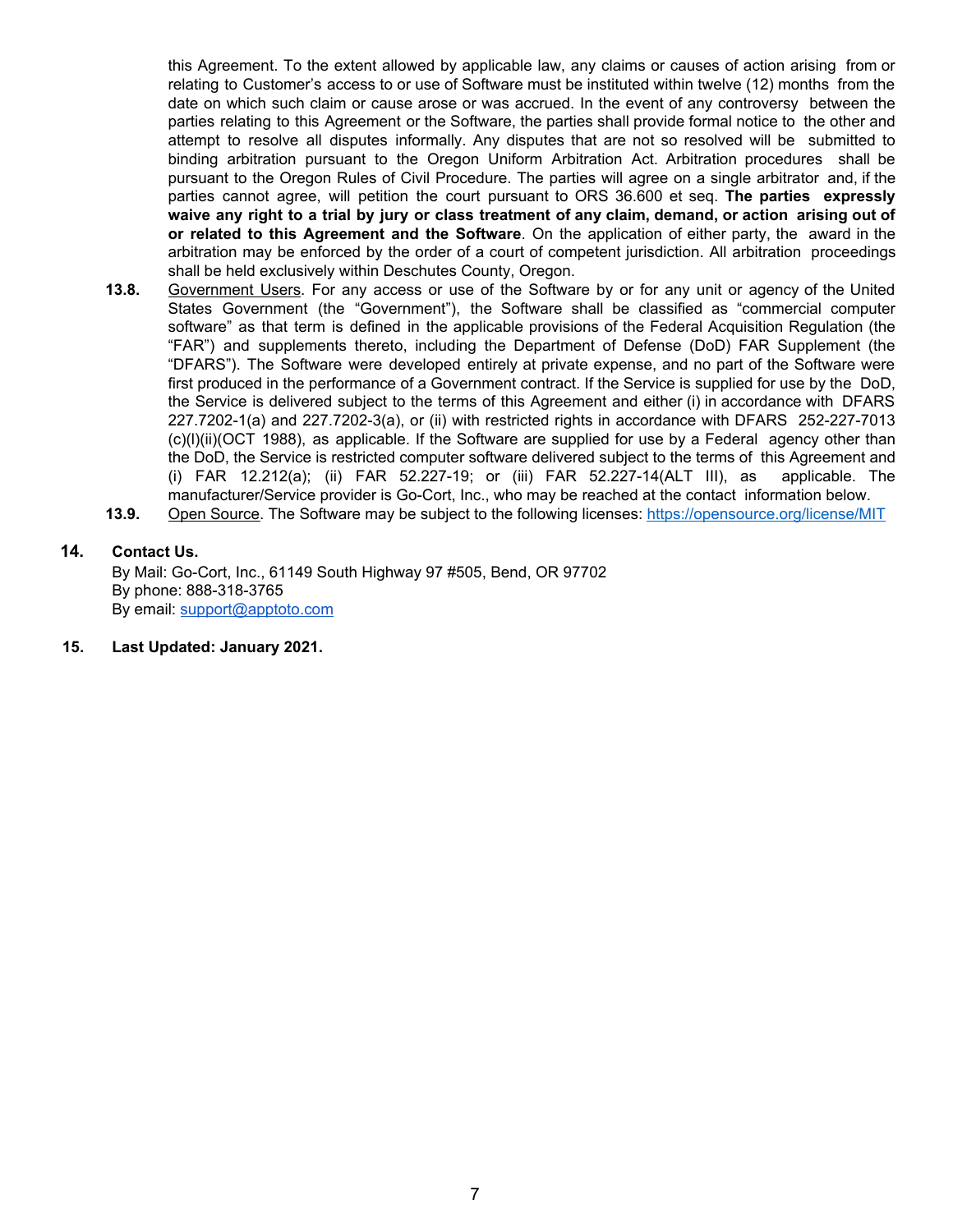this Agreement. To the extent allowed by applicable law, any claims or causes of action arising from or relating to Customer's access to or use of Software must be instituted within twelve (12) months from the date on which such claim or cause arose or was accrued. In the event of any controversy between the parties relating to this Agreement or the Software, the parties shall provide formal notice to the other and attempt to resolve all disputes informally. Any disputes that are not so resolved will be submitted to binding arbitration pursuant to the Oregon Uniform Arbitration Act. Arbitration procedures shall be pursuant to the Oregon Rules of Civil Procedure. The parties will agree on a single arbitrator and, if the parties cannot agree, will petition the court pursuant to ORS 36.600 et seq. **The parties expressly waive any right to a trial by jury or class treatment of any claim, demand, or action arising out of or related to this Agreement and the Software**. On the application of either party, the award in the arbitration may be enforced by the order of a court of competent jurisdiction. All arbitration proceedings shall be held exclusively within Deschutes County, Oregon.

**13.8.** Government Users. For any access or use of the Software by or for any unit or agency of the United States Government (the "Government"), the Software shall be classified as "commercial computer software" as that term is defined in the applicable provisions of the Federal Acquisition Regulation (the "FAR") and supplements thereto, including the Department of Defense (DoD) FAR Supplement (the "DFARS"). The Software were developed entirely at private expense, and no part of the Software were first produced in the performance of a Government contract. If the Service is supplied for use by the DoD, the Service is delivered subject to the terms of this Agreement and either (i) in accordance with DFARS 227.7202-1(a) and 227.7202-3(a), or (ii) with restricted rights in accordance with DFARS 252-227-7013 (c)(l)(ii)(OCT 1988), as applicable. If the Software are supplied for use by a Federal agency other than the DoD, the Service is restricted computer software delivered subject to the terms of this Agreement and (i) FAR 12.212(a); (ii) FAR 52.227-19; or (iii) FAR 52.227-14(ALT III), as applicable. The manufacturer/Service provider is Go-Cort, Inc., who may be reached at the contact information below.

**13.9.** Open Source. The Software may be subject to the following licenses: https://opensource.org/license/MIT

## 14. Contact Us.

By Mail: Go-Cort, Inc., 61149 South Highway 97 #505, Bend, OR 97702
By phone: 888-318-3765
By email: support@apptoto.com

## 15. Last Updated: January 2021.